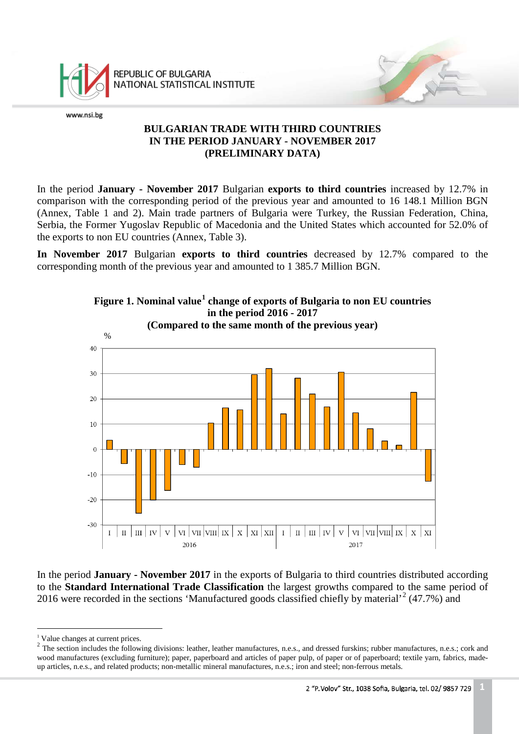# BULGARIAN TRADE WITH THIRD COUNTRIES IN THE PERIOD JANUARY - NOVEMBER 2017 (PRELIMINARY DATA)

In the period **January - November 2017** Bulgarian **exports to third countries** increased by 12.7% in comparison with the corresponding period of the previous year and amounted to 16 148.1 Million BGN (Annex, Table 1 and 2). Main trade partners of Bulgaria were Turkey, the Russian Federation, China, Serbia, the Former Yugoslav Republic of Macedonia and the United States which accounted for 52.0% of the exports to non EU countries (Annex, Table 3).

**In November 2017** Bulgarian **exports to third countries** decreased by 12.7% compared to the corresponding month of the previous year and amounted to 1 385.7 Million BGN.

**Figure 1. Nominal value[1] change of exports of Bulgaria to non EU countries in the period 2016 - 2017 (Compared to the same month of the previous year)**

In the period **January - November 2017** in the exports of Bulgaria to third countries distributed according to the **Standard International Trade Classification** the largest growths compared to the same period of 2016 were recorded in the sections 'Manufactured goods classified chiefly by material'[2] (47.7%) and

---

[1] Value changes at current prices.

[2] The section includes the following divisions: leather, leather manufactures, n.e.s., and dressed furskins; rubber manufactures, n.e.s.; cork and wood manufactures (excluding furniture); paper, paperboard and articles of paper pulp, of paper or of paperboard; textile yarn, fabrics, made-up articles, n.e.s., and related products; non-metallic mineral manufactures, n.e.s.; iron and steel; non-ferrous metals.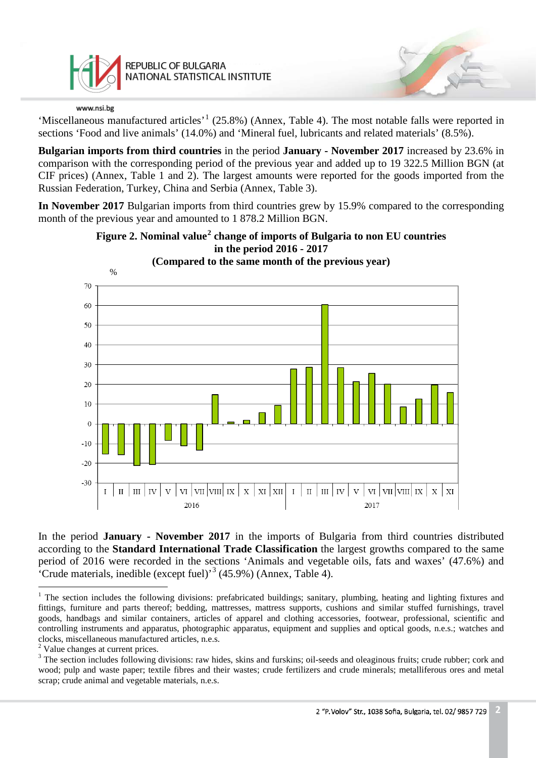'Miscellaneous manufactured articles'[1] (25.8%) (Annex, Table 4). The most notable falls were reported in sections 'Food and live animals' (14.0%) and 'Mineral fuel, lubricants and related materials' (8.5%).

**Bulgarian imports from third countries** in the period **January - November 2017** increased by 23.6% in comparison with the corresponding period of the previous year and added up to 19 322.5 Million BGN (at CIF prices) (Annex, Table 1 and 2). The largest amounts were reported for the goods imported from the Russian Federation, Turkey, China and Serbia (Annex, Table 3).

**In November 2017** Bulgarian imports from third countries grew by 15.9% compared to the corresponding month of the previous year and amounted to 1 878.2 Million BGN.

**Figure 2. Nominal value[2] change of imports of Bulgaria to non EU countries in the period 2016 - 2017 (Compared to the same month of the previous year)**

In the period **January - November 2017** in the imports of Bulgaria from third countries distributed according to the **Standard International Trade Classification** the largest growths compared to the same period of 2016 were recorded in the sections 'Animals and vegetable oils, fats and waxes' (47.6%) and 'Crude materials, inedible (except fuel)'[3] (45.9%) (Annex, Table 4).

---

[1] The section includes the following divisions: prefabricated buildings; sanitary, plumbing, heating and lighting fixtures and fittings, furniture and parts thereof; bedding, mattresses, mattress supports, cushions and similar stuffed furnishings, travel goods, handbags and similar containers, articles of apparel and clothing accessories, footwear, professional, scientific and controlling instruments and apparatus, photographic apparatus, equipment and supplies and optical goods, n.e.s.; watches and clocks, miscellaneous manufactured articles, n.e.s.

[2] Value changes at current prices.

[3] The section includes following divisions: raw hides, skins and furskins; oil-seeds and oleaginous fruits; crude rubber; cork and wood; pulp and waste paper; textile fibres and their wastes; crude fertilizers and crude minerals; metalliferous ores and metal scrap; crude animal and vegetable materials, n.e.s.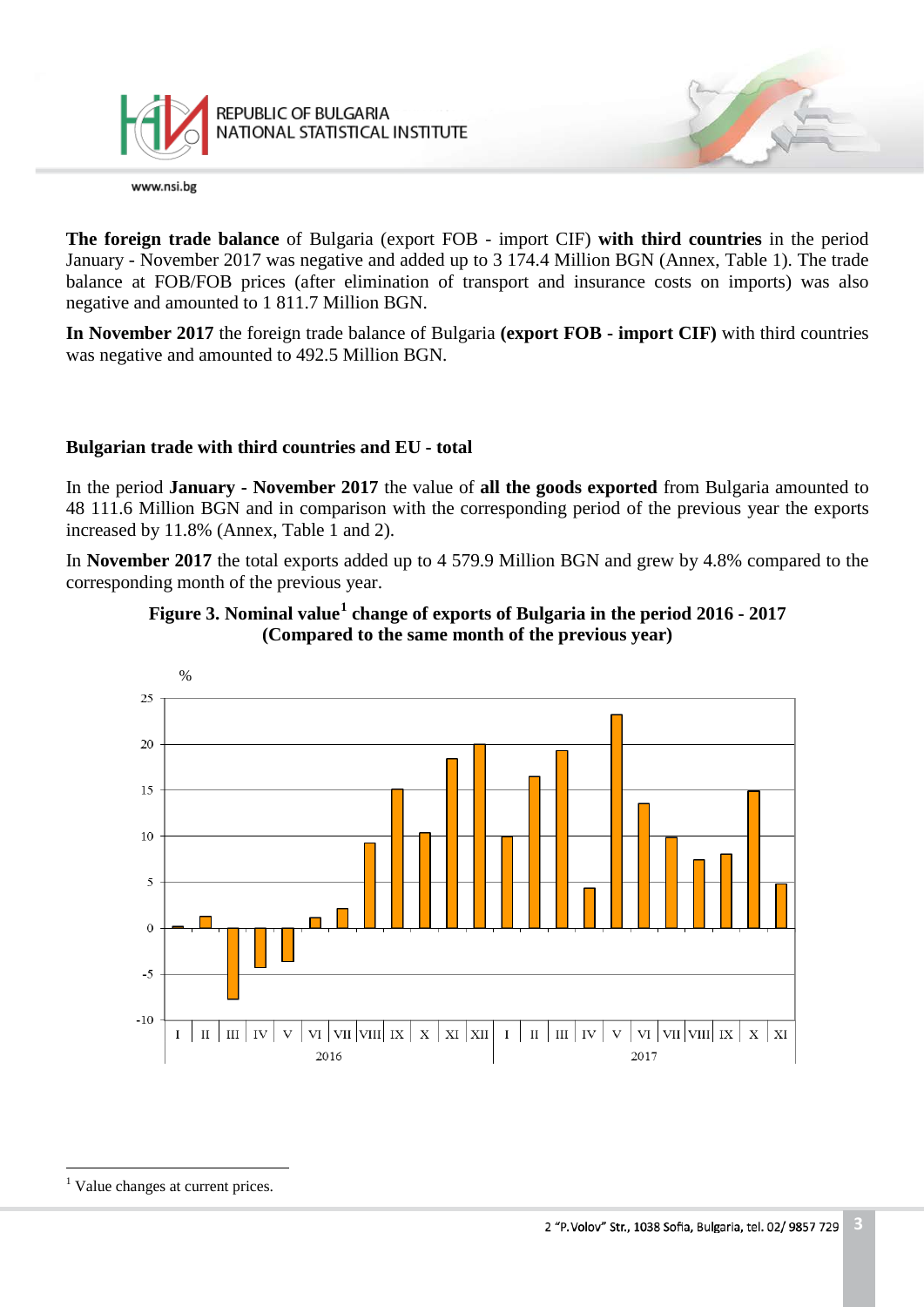**The foreign trade balance** of Bulgaria (export FOB - import CIF) **with third countries** in the period January - November 2017 was negative and added up to 3 174.4 Million BGN (Annex, Table 1). The trade balance at FOB/FOB prices (after elimination of transport and insurance costs on imports) was also negative and amounted to 1 811.7 Million BGN.

**In November 2017** the foreign trade balance of Bulgaria **(export FOB - import CIF)** with third countries was negative and amounted to 492.5 Million BGN.

### Bulgarian trade with third countries and EU - total

In the period **January - November 2017** the value of **all the goods exported** from Bulgaria amounted to 48 111.6 Million BGN and in comparison with the corresponding period of the previous year the exports increased by 11.8% (Annex, Table 1 and 2).

In **November 2017** the total exports added up to 4 579.9 Million BGN and grew by 4.8% compared to the corresponding month of the previous year.

**Figure 3. Nominal value[1] change of exports of Bulgaria in the period 2016 - 2017 (Compared to the same month of the previous year)**

---

[1] Value changes at current prices.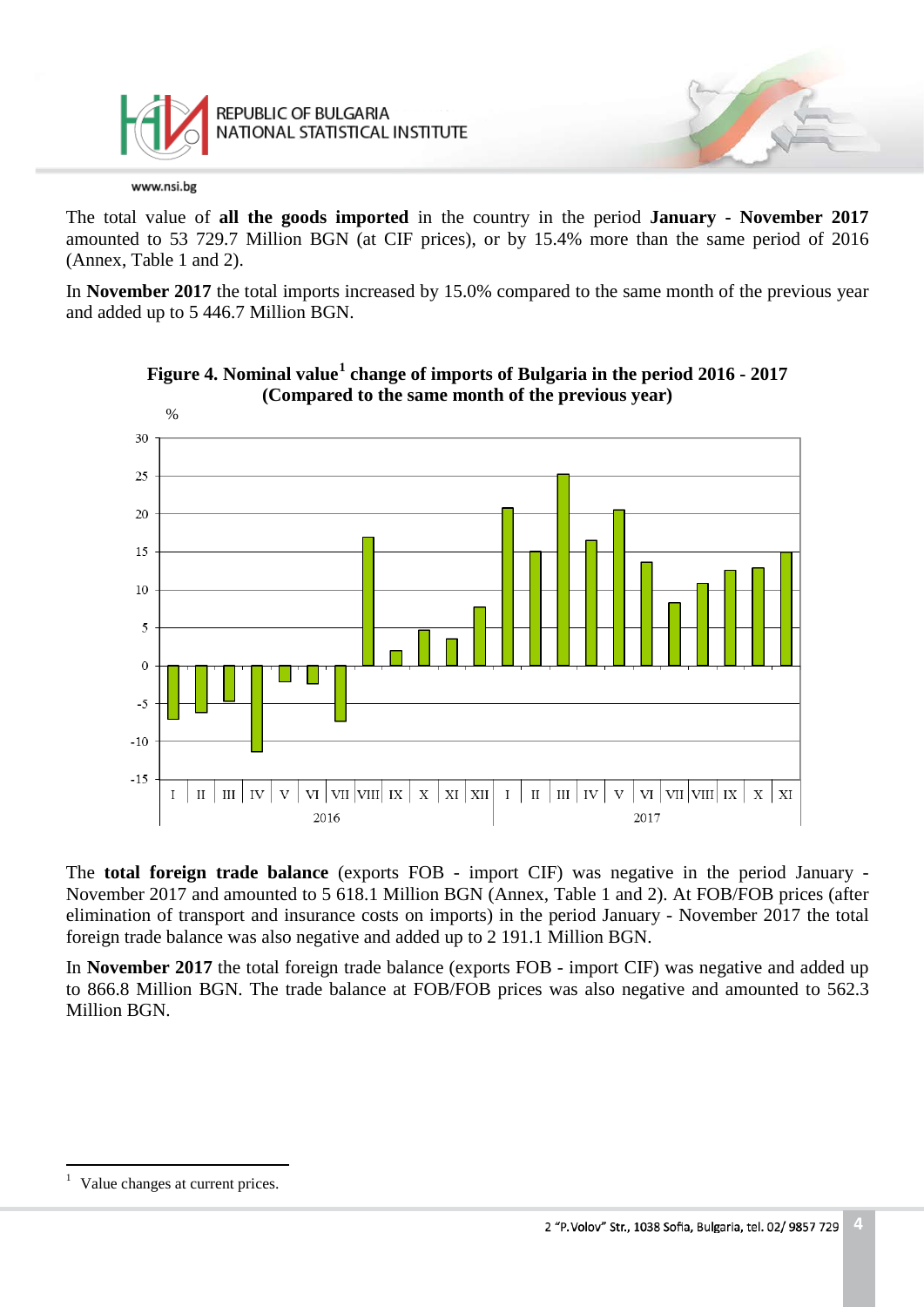The total value of **all the goods imported** in the country in the period **January - November 2017** amounted to 53 729.7 Million BGN (at CIF prices), or by 15.4% more than the same period of 2016 (Annex, Table 1 and 2).

In **November 2017** the total imports increased by 15.0% compared to the same month of the previous year and added up to 5 446.7 Million BGN.

**Figure 4. Nominal value[1] change of imports of Bulgaria in the period 2016 - 2017 (Compared to the same month of the previous year)**

The **total foreign trade balance** (exports FOB - import CIF) was negative in the period January - November 2017 and amounted to 5 618.1 Million BGN (Annex, Table 1 and 2). At FOB/FOB prices (after elimination of transport and insurance costs on imports) in the period January - November 2017 the total foreign trade balance was also negative and added up to 2 191.1 Million BGN.

In **November 2017** the total foreign trade balance (exports FOB - import CIF) was negative and added up to 866.8 Million BGN. The trade balance at FOB/FOB prices was also negative and amounted to 562.3 Million BGN.

---

[1] Value changes at current prices.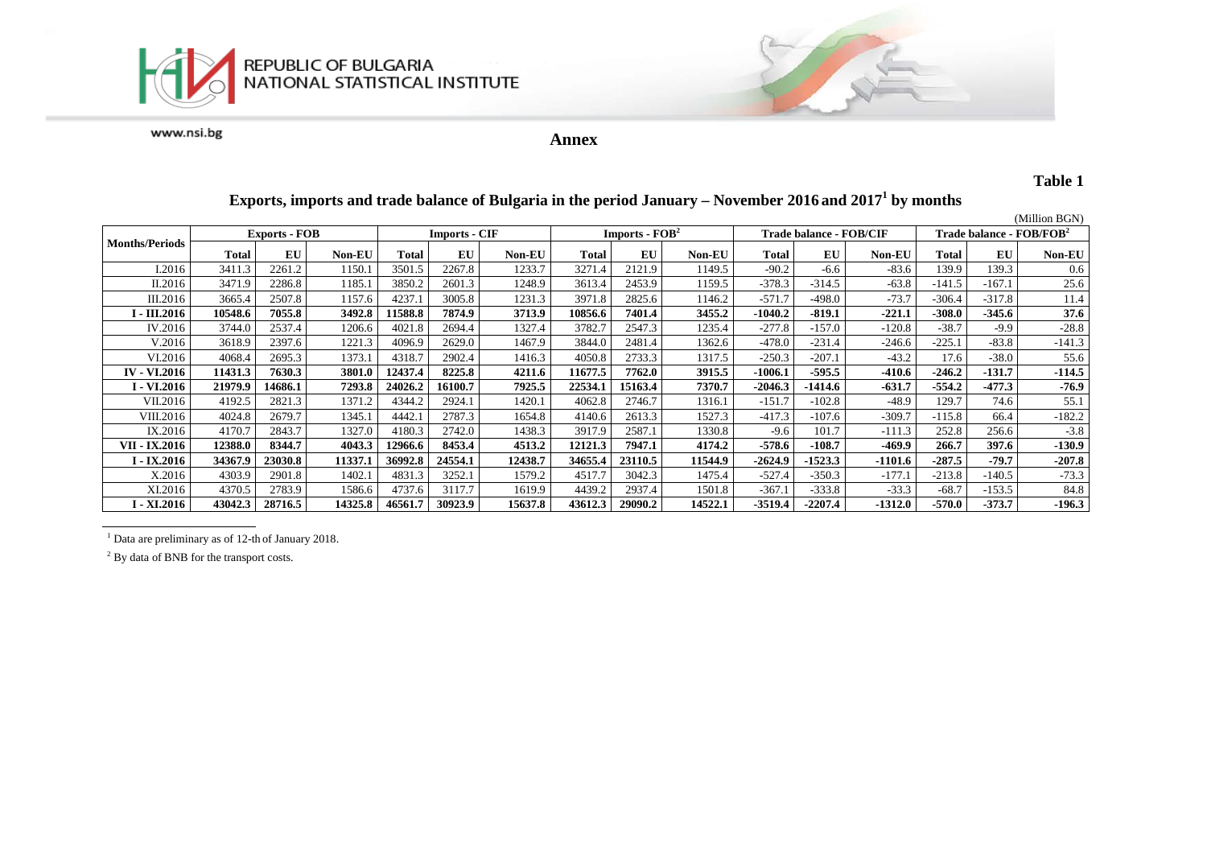## Annex

**Table 1**

### Exports, imports and trade balance of Bulgaria in the period January – November 2016 and 2017[1] by months

(Million BGN)

| Months/Periods | Exports - FOB | | | Imports - CIF | | | Imports - FOB[2] | | | Trade balance - FOB/CIF | | | Trade balance - FOB/FOB[2] | | |
|---|---|---|---|---|---|---|---|---|---|---|---|---|---|---|---|
| | Total | EU | Non-EU | Total | EU | Non-EU | Total | EU | Non-EU | Total | EU | Non-EU | Total | EU | Non-EU |
| I.2016 | 3411.3 | 2261.2 | 1150.1 | 3501.5 | 2267.8 | 1233.7 | 3271.4 | 2121.9 | 1149.5 | -90.2 | -6.6 | -83.6 | 139.9 | 139.3 | 0.6 |
| II.2016 | 3471.9 | 2286.8 | 1185.1 | 3850.2 | 2601.3 | 1248.9 | 3613.4 | 2453.9 | 1159.5 | -378.3 | -314.5 | -63.8 | -141.5 | -167.1 | 25.6 |
| III.2016 | 3665.4 | 2507.8 | 1157.6 | 4237.1 | 3005.8 | 1231.3 | 3971.8 | 2825.6 | 1146.2 | -571.7 | -498.0 | -73.7 | -306.4 | -317.8 | 11.4 |
| **I - III.2016** | **10548.6** | **7055.8** | **3492.8** | **11588.8** | **7874.9** | **3713.9** | **10856.6** | **7401.4** | **3455.2** | **-1040.2** | **-819.1** | **-221.1** | **-308.0** | **-345.6** | **37.6** |
| IV.2016 | 3744.0 | 2537.4 | 1206.6 | 4021.8 | 2694.4 | 1327.4 | 3782.7 | 2547.3 | 1235.4 | -277.8 | -157.0 | -120.8 | -38.7 | -9.9 | -28.8 |
| V.2016 | 3618.9 | 2397.6 | 1221.3 | 4096.9 | 2629.0 | 1467.9 | 3844.0 | 2481.4 | 1362.6 | -478.0 | -231.4 | -246.6 | -225.1 | -83.8 | -141.3 |
| VI.2016 | 4068.4 | 2695.3 | 1373.1 | 4318.7 | 2902.4 | 1416.3 | 4050.8 | 2733.3 | 1317.5 | -250.3 | -207.1 | -43.2 | 17.6 | -38.0 | 55.6 |
| **IV - VI.2016** | **11431.3** | **7630.3** | **3801.0** | **12437.4** | **8225.8** | **4211.6** | **11677.5** | **7762.0** | **3915.5** | **-1006.1** | **-595.5** | **-410.6** | **-246.2** | **-131.7** | **-114.5** |
| **I - VI.2016** | **21979.9** | **14686.1** | **7293.8** | **24026.2** | **16100.7** | **7925.5** | **22534.1** | **15163.4** | **7370.7** | **-2046.3** | **-1414.6** | **-631.7** | **-554.2** | **-477.3** | **-76.9** |
| VII.2016 | 4192.5 | 2821.3 | 1371.2 | 4344.2 | 2924.1 | 1420.1 | 4062.8 | 2746.7 | 1316.1 | -151.7 | -102.8 | -48.9 | 129.7 | 74.6 | 55.1 |
| VIII.2016 | 4024.8 | 2679.7 | 1345.1 | 4442.1 | 2787.3 | 1654.8 | 4140.6 | 2613.3 | 1527.3 | -417.3 | -107.6 | -309.7 | -115.8 | 66.4 | -182.2 |
| IX.2016 | 4170.7 | 2843.7 | 1327.0 | 4180.3 | 2742.0 | 1438.3 | 3917.9 | 2587.1 | 1330.8 | -9.6 | 101.7 | -111.3 | 252.8 | 256.6 | -3.8 |
| **VII - IX.2016** | **12388.0** | **8344.7** | **4043.3** | **12966.6** | **8453.4** | **4513.2** | **12121.3** | **7947.1** | **4174.2** | **-578.6** | **-108.7** | **-469.9** | **266.7** | **397.6** | **-130.9** |
| **I - IX.2016** | **34367.9** | **23030.8** | **11337.1** | **36992.8** | **24554.1** | **12438.7** | **34655.4** | **23110.5** | **11544.9** | **-2624.9** | **-1523.3** | **-1101.6** | **-287.5** | **-79.7** | **-207.8** |
| X.2016 | 4303.9 | 2901.8 | 1402.1 | 4831.3 | 3252.1 | 1579.2 | 4517.7 | 3042.3 | 1475.4 | -527.4 | -350.3 | -177.1 | -213.8 | -140.5 | -73.3 |
| XI.2016 | 4370.5 | 2783.9 | 1586.6 | 4737.6 | 3117.7 | 1619.9 | 4439.2 | 2937.4 | 1501.8 | -367.1 | -333.8 | -33.3 | -68.7 | -153.5 | 84.8 |
| **I - XI.2016** | **43042.3** | **28716.5** | **14325.8** | **46561.7** | **30923.9** | **15637.8** | **43612.3** | **29090.2** | **14522.1** | **-3519.4** | **-2207.4** | **-1312.0** | **-570.0** | **-373.7** | **-196.3** |

[1] Data are preliminary as of 12-th of January 2018.

[2] By data of BNB for the transport costs.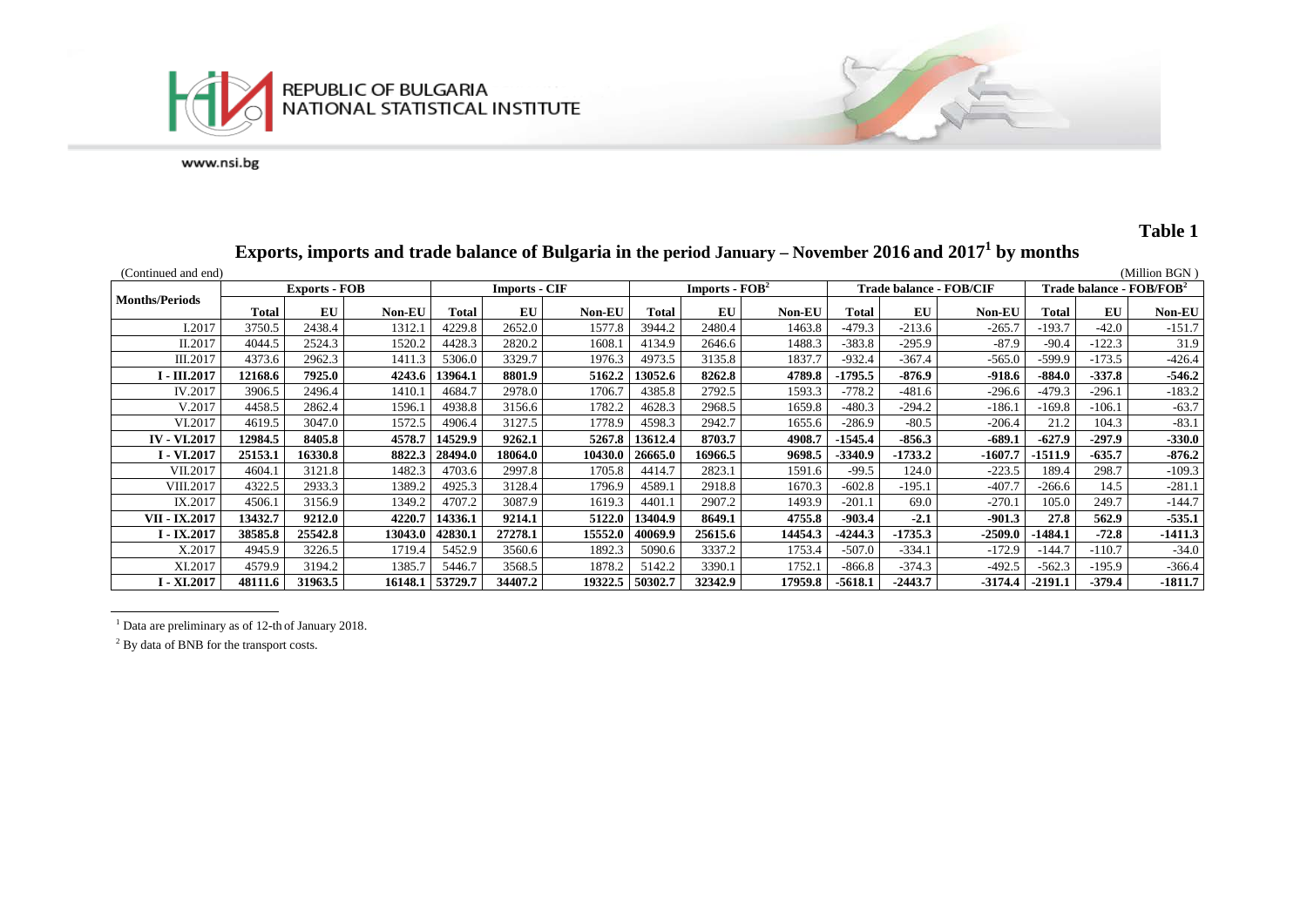**Table 1**

# Exports, imports and trade balance of Bulgaria in the period January – November 2016 and 2017[1] by months

(Continued and end) (Million BGN)

| Months/Periods | Exports - FOB | | | Imports - CIF | | | Imports - FOB[2] | | | Trade balance - FOB/CIF | | | Trade balance - FOB/FOB[2] | | |
|---|---|---|---|---|---|---|---|---|---|---|---|---|---|---|---|
| | Total | EU | Non-EU | Total | EU | Non-EU | Total | EU | Non-EU | Total | EU | Non-EU | Total | EU | Non-EU |
| I.2017 | 3750.5 | 2438.4 | 1312.1 | 4229.8 | 2652.0 | 1577.8 | 3944.2 | 2480.4 | 1463.8 | -479.3 | -213.6 | -265.7 | -193.7 | -42.0 | -151.7 |
| II.2017 | 4044.5 | 2524.3 | 1520.2 | 4428.3 | 2820.2 | 1608.1 | 4134.9 | 2646.6 | 1488.3 | -383.8 | -295.9 | -87.9 | -90.4 | -122.3 | 31.9 |
| III.2017 | 4373.6 | 2962.3 | 1411.3 | 5306.0 | 3329.7 | 1976.3 | 4973.5 | 3135.8 | 1837.7 | -932.4 | -367.4 | -565.0 | -599.9 | -173.5 | -426.4 |
| **I - III.2017** | **12168.6** | **7925.0** | **4243.6** | **13964.1** | **8801.9** | **5162.2** | **13052.6** | **8262.8** | **4789.8** | **-1795.5** | **-876.9** | **-918.6** | **-884.0** | **-337.8** | **-546.2** |
| IV.2017 | 3906.5 | 2496.4 | 1410.1 | 4684.7 | 2978.0 | 1706.7 | 4385.8 | 2792.5 | 1593.3 | -778.2 | -481.6 | -296.6 | -479.3 | -296.1 | -183.2 |
| V.2017 | 4458.5 | 2862.4 | 1596.1 | 4938.8 | 3156.6 | 1782.2 | 4628.3 | 2968.5 | 1659.8 | -480.3 | -294.2 | -186.1 | -169.8 | -106.1 | -63.7 |
| VI.2017 | 4619.5 | 3047.0 | 1572.5 | 4906.4 | 3127.5 | 1778.9 | 4598.3 | 2942.7 | 1655.6 | -286.9 | -80.5 | -206.4 | 21.2 | 104.3 | -83.1 |
| **IV - VI.2017** | **12984.5** | **8405.8** | **4578.7** | **14529.9** | **9262.1** | **5267.8** | **13612.4** | **8703.7** | **4908.7** | **-1545.4** | **-856.3** | **-689.1** | **-627.9** | **-297.9** | **-330.0** |
| **I - VI.2017** | **25153.1** | **16330.8** | **8822.3** | **28494.0** | **18064.0** | **10430.0** | **26665.0** | **16966.5** | **9698.5** | **-3340.9** | **-1733.2** | **-1607.7** | **-1511.9** | **-635.7** | **-876.2** |
| VII.2017 | 4604.1 | 3121.8 | 1482.3 | 4703.6 | 2997.8 | 1705.8 | 4414.7 | 2823.1 | 1591.6 | -99.5 | 124.0 | -223.5 | 189.4 | 298.7 | -109.3 |
| VIII.2017 | 4322.5 | 2933.3 | 1389.2 | 4925.3 | 3128.4 | 1796.9 | 4589.1 | 2918.8 | 1670.3 | -602.8 | -195.1 | -407.7 | -266.6 | 14.5 | -281.1 |
| IX.2017 | 4506.1 | 3156.9 | 1349.2 | 4707.2 | 3087.9 | 1619.3 | 4401.1 | 2907.2 | 1493.9 | -201.1 | 69.0 | -270.1 | 105.0 | 249.7 | -144.7 |
| **VII - IX.2017** | **13432.7** | **9212.0** | **4220.7** | **14336.1** | **9214.1** | **5122.0** | **13404.9** | **8649.1** | **4755.8** | **-903.4** | **-2.1** | **-901.3** | **27.8** | **562.9** | **-535.1** |
| **I - IX.2017** | **38585.8** | **25542.8** | **13043.0** | **42830.1** | **27278.1** | **15552.0** | **40069.9** | **25615.6** | **14454.3** | **-4244.3** | **-1735.3** | **-2509.0** | **-1484.1** | **-72.8** | **-1411.3** |
| X.2017 | 4945.9 | 3226.5 | 1719.4 | 5452.9 | 3560.6 | 1892.3 | 5090.6 | 3337.2 | 1753.4 | -507.0 | -334.1 | -172.9 | -144.7 | -110.7 | -34.0 |
| XI.2017 | 4579.9 | 3194.2 | 1385.7 | 5446.7 | 3568.5 | 1878.2 | 5142.2 | 3390.1 | 1752.1 | -866.8 | -374.3 | -492.5 | -562.3 | -195.9 | -366.4 |
| **I - XI.2017** | **48111.6** | **31963.5** | **16148.1** | **53729.7** | **34407.2** | **19322.5** | **50302.7** | **32342.9** | **17959.8** | **-5618.1** | **-2443.7** | **-3174.4** | **-2191.1** | **-379.4** | **-1811.7** |

[1] Data are preliminary as of 12-th of January 2018.

[2] By data of BNB for the transport costs.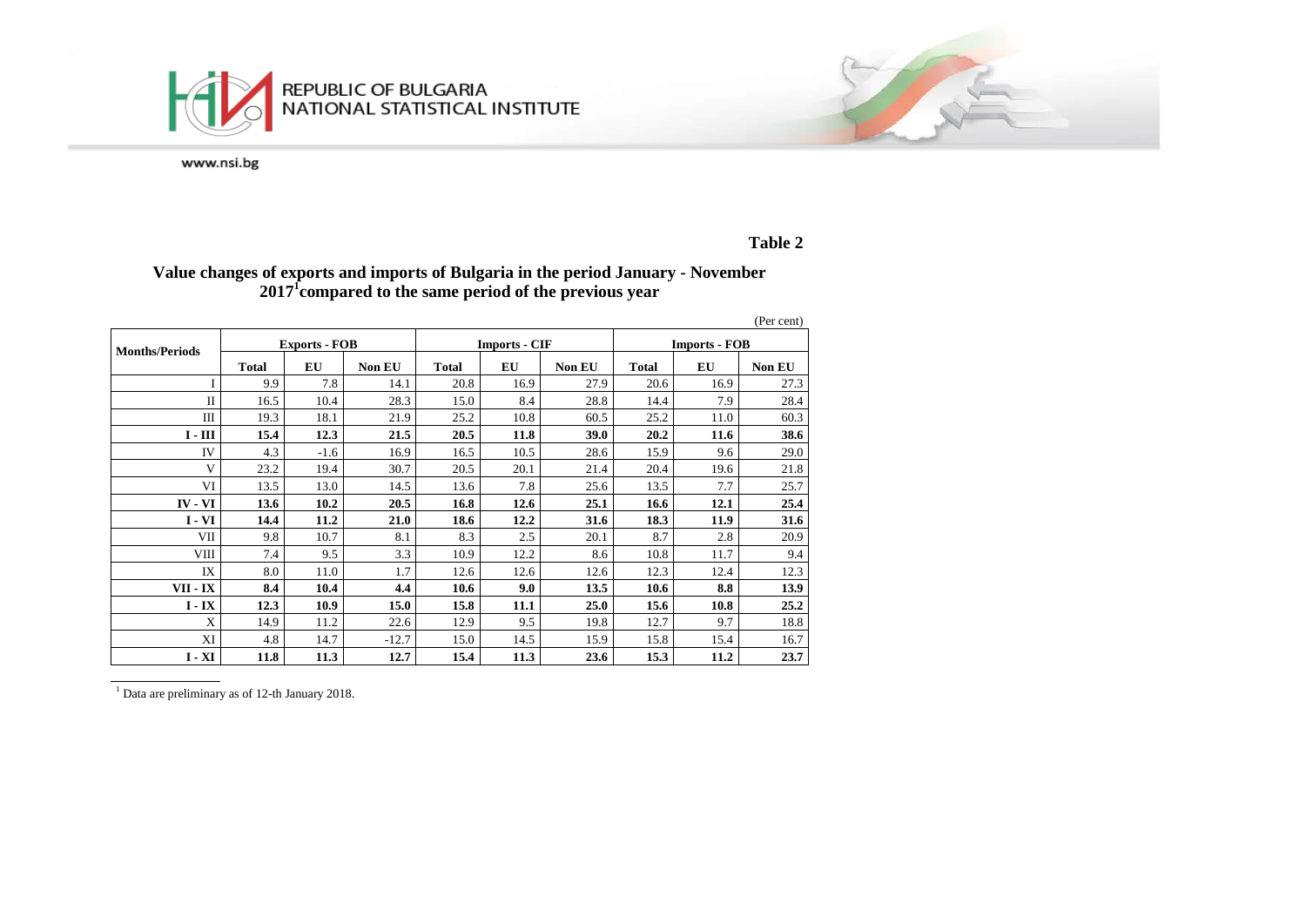REPUBLIC OF BULGARIA
NATIONAL STATISTICAL INSTITUTE

www.nsi.bg

**Table 2**

## Value changes of exports and imports of Bulgaria in the period January - November 2017[1] compared to the same period of the previous year

(Per cent)

| Months/Periods | Exports - FOB | | | Imports - CIF | | | Imports - FOB | | |
|---|---|---|---|---|---|---|---|---|---|
| | Total | EU | Non EU | Total | EU | Non EU | Total | EU | Non EU |
| I | 9.9 | 7.8 | 14.1 | 20.8 | 16.9 | 27.9 | 20.6 | 16.9 | 27.3 |
| II | 16.5 | 10.4 | 28.3 | 15.0 | 8.4 | 28.8 | 14.4 | 7.9 | 28.4 |
| III | 19.3 | 18.1 | 21.9 | 25.2 | 10.8 | 60.5 | 25.2 | 11.0 | 60.3 |
| **I - III** | **15.4** | **12.3** | **21.5** | **20.5** | **11.8** | **39.0** | **20.2** | **11.6** | **38.6** |
| IV | 4.3 | -1.6 | 16.9 | 16.5 | 10.5 | 28.6 | 15.9 | 9.6 | 29.0 |
| V | 23.2 | 19.4 | 30.7 | 20.5 | 20.1 | 21.4 | 20.4 | 19.6 | 21.8 |
| VI | 13.5 | 13.0 | 14.5 | 13.6 | 7.8 | 25.6 | 13.5 | 7.7 | 25.7 |
| **IV - VI** | **13.6** | **10.2** | **20.5** | **16.8** | **12.6** | **25.1** | **16.6** | **12.1** | **25.4** |
| **I - VI** | **14.4** | **11.2** | **21.0** | **18.6** | **12.2** | **31.6** | **18.3** | **11.9** | **31.6** |
| VII | 9.8 | 10.7 | 8.1 | 8.3 | 2.5 | 20.1 | 8.7 | 2.8 | 20.9 |
| VIII | 7.4 | 9.5 | 3.3 | 10.9 | 12.2 | 8.6 | 10.8 | 11.7 | 9.4 |
| IX | 8.0 | 11.0 | 1.7 | 12.6 | 12.6 | 12.6 | 12.3 | 12.4 | 12.3 |
| **VII - IX** | **8.4** | **10.4** | **4.4** | **10.6** | **9.0** | **13.5** | **10.6** | **8.8** | **13.9** |
| **I - IX** | **12.3** | **10.9** | **15.0** | **15.8** | **11.1** | **25.0** | **15.6** | **10.8** | **25.2** |
| X | 14.9 | 11.2 | 22.6 | 12.9 | 9.5 | 19.8 | 12.7 | 9.7 | 18.8 |
| XI | 4.8 | 14.7 | -12.7 | 15.0 | 14.5 | 15.9 | 15.8 | 15.4 | 16.7 |
| **I - XI** | **11.8** | **11.3** | **12.7** | **15.4** | **11.3** | **23.6** | **15.3** | **11.2** | **23.7** |

[1] Data are preliminary as of 12-th January 2018.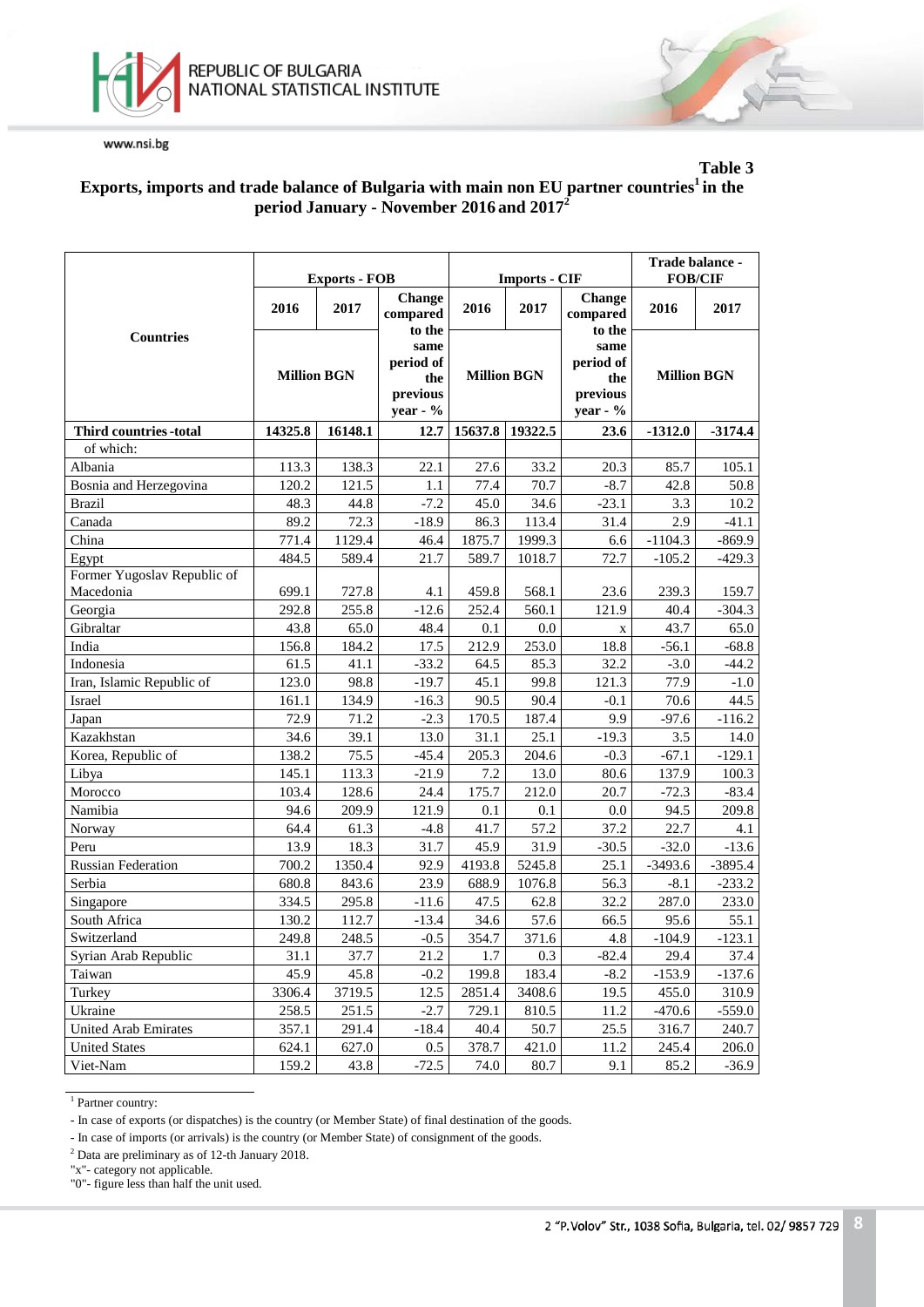**Table 3**

**Exports, imports and trade balance of Bulgaria with main non EU partner countries[1] in the period January - November 2016 and 2017[2]**

| Countries | Exports - FOB | | | Imports - CIF | | | Trade balance - FOB/CIF | |
|---|---|---|---|---|---|---|---|---|
| | 2016 | 2017 | Change compared to the same period of the previous year - % | 2016 | 2017 | Change compared to the same period of the previous year - % | 2016 | 2017 |
| | Million BGN | | | Million BGN | | | Million BGN | |
| **Third countries -total** | **14325.8** | **16148.1** | **12.7** | **15637.8** | **19322.5** | **23.6** | **-1312.0** | **-3174.4** |
| of which: | | | | | | | | |
| Albania | 113.3 | 138.3 | 22.1 | 27.6 | 33.2 | 20.3 | 85.7 | 105.1 |
| Bosnia and Herzegovina | 120.2 | 121.5 | 1.1 | 77.4 | 70.7 | -8.7 | 42.8 | 50.8 |
| Brazil | 48.3 | 44.8 | -7.2 | 45.0 | 34.6 | -23.1 | 3.3 | 10.2 |
| Canada | 89.2 | 72.3 | -18.9 | 86.3 | 113.4 | 31.4 | 2.9 | -41.1 |
| China | 771.4 | 1129.4 | 46.4 | 1875.7 | 1999.3 | 6.6 | -1104.3 | -869.9 |
| Egypt | 484.5 | 589.4 | 21.7 | 589.7 | 1018.7 | 72.7 | -105.2 | -429.3 |
| Former Yugoslav Republic of Macedonia | 699.1 | 727.8 | 4.1 | 459.8 | 568.1 | 23.6 | 239.3 | 159.7 |
| Georgia | 292.8 | 255.8 | -12.6 | 252.4 | 560.1 | 121.9 | 40.4 | -304.3 |
| Gibraltar | 43.8 | 65.0 | 48.4 | 0.1 | 0.0 | x | 43.7 | 65.0 |
| India | 156.8 | 184.2 | 17.5 | 212.9 | 253.0 | 18.8 | -56.1 | -68.8 |
| Indonesia | 61.5 | 41.1 | -33.2 | 64.5 | 85.3 | 32.2 | -3.0 | -44.2 |
| Iran, Islamic Republic of | 123.0 | 98.8 | -19.7 | 45.1 | 99.8 | 121.3 | 77.9 | -1.0 |
| Israel | 161.1 | 134.9 | -16.3 | 90.5 | 90.4 | -0.1 | 70.6 | 44.5 |
| Japan | 72.9 | 71.2 | -2.3 | 170.5 | 187.4 | 9.9 | -97.6 | -116.2 |
| Kazakhstan | 34.6 | 39.1 | 13.0 | 31.1 | 25.1 | -19.3 | 3.5 | 14.0 |
| Korea, Republic of | 138.2 | 75.5 | -45.4 | 205.3 | 204.6 | -0.3 | -67.1 | -129.1 |
| Libya | 145.1 | 113.3 | -21.9 | 7.2 | 13.0 | 80.6 | 137.9 | 100.3 |
| Morocco | 103.4 | 128.6 | 24.4 | 175.7 | 212.0 | 20.7 | -72.3 | -83.4 |
| Namibia | 94.6 | 209.9 | 121.9 | 0.1 | 0.1 | 0.0 | 94.5 | 209.8 |
| Norway | 64.4 | 61.3 | -4.8 | 41.7 | 57.2 | 37.2 | 22.7 | 4.1 |
| Peru | 13.9 | 18.3 | 31.7 | 45.9 | 31.9 | -30.5 | -32.0 | -13.6 |
| Russian Federation | 700.2 | 1350.4 | 92.9 | 4193.8 | 5245.8 | 25.1 | -3493.6 | -3895.4 |
| Serbia | 680.8 | 843.6 | 23.9 | 688.9 | 1076.8 | 56.3 | -8.1 | -233.2 |
| Singapore | 334.5 | 295.8 | -11.6 | 47.5 | 62.8 | 32.2 | 287.0 | 233.0 |
| South Africa | 130.2 | 112.7 | -13.4 | 34.6 | 57.6 | 66.5 | 95.6 | 55.1 |
| Switzerland | 249.8 | 248.5 | -0.5 | 354.7 | 371.6 | 4.8 | -104.9 | -123.1 |
| Syrian Arab Republic | 31.1 | 37.7 | 21.2 | 1.7 | 0.3 | -82.4 | 29.4 | 37.4 |
| Taiwan | 45.9 | 45.8 | -0.2 | 199.8 | 183.4 | -8.2 | -153.9 | -137.6 |
| Turkey | 3306.4 | 3719.5 | 12.5 | 2851.4 | 3408.6 | 19.5 | 455.0 | 310.9 |
| Ukraine | 258.5 | 251.5 | -2.7 | 729.1 | 810.5 | 11.2 | -470.6 | -559.0 |
| United Arab Emirates | 357.1 | 291.4 | -18.4 | 40.4 | 50.7 | 25.5 | 316.7 | 240.7 |
| United States | 624.1 | 627.0 | 0.5 | 378.7 | 421.0 | 11.2 | 245.4 | 206.0 |
| Viet-Nam | 159.2 | 43.8 | -72.5 | 74.0 | 80.7 | 9.1 | 85.2 | -36.9 |

[1] Partner country:

- In case of exports (or dispatches) is the country (or Member State) of final destination of the goods.

- In case of imports (or arrivals) is the country (or Member State) of consignment of the goods.

[2] Data are preliminary as of 12-th January 2018.

"x"- category not applicable.

"0"- figure less than half the unit used.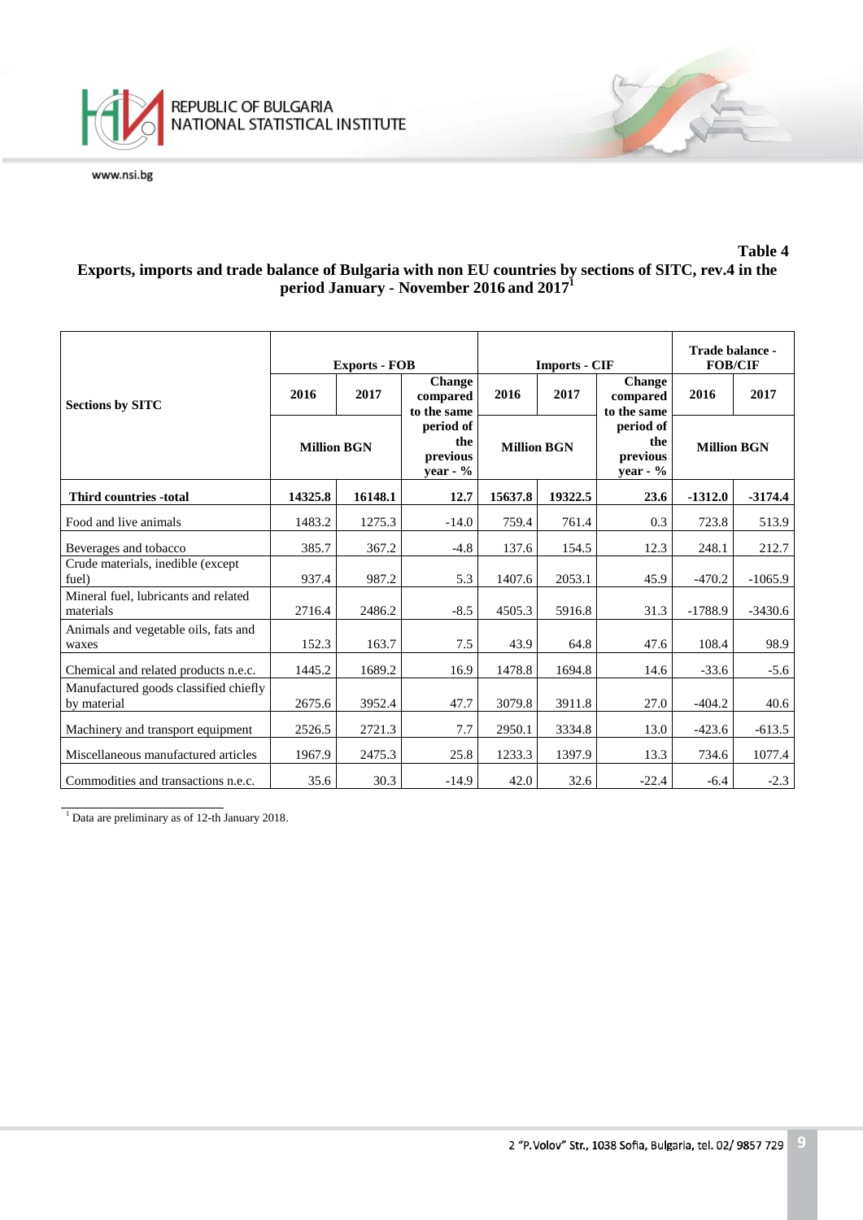**Table 4**

**Exports, imports and trade balance of Bulgaria with non EU countries by sections of SITC, rev.4 in the period January - November 2016 and 2017[1]**

| Sections by SITC | Exports - FOB | | | Imports - CIF | | | Trade balance - FOB/CIF | |
|---|---|---|---|---|---|---|---|---|
| | 2016 | 2017 | Change compared to the same period of the previous year - % | 2016 | 2017 | Change compared to the same period of the previous year - % | 2016 | 2017 |
| | Million BGN | | | Million BGN | | | Million BGN | |
| **Third countries -total** | **14325.8** | **16148.1** | **12.7** | **15637.8** | **19322.5** | **23.6** | **-1312.0** | **-3174.4** |
| Food and live animals | 1483.2 | 1275.3 | -14.0 | 759.4 | 761.4 | 0.3 | 723.8 | 513.9 |
| Beverages and tobacco | 385.7 | 367.2 | -4.8 | 137.6 | 154.5 | 12.3 | 248.1 | 212.7 |
| Crude materials, inedible (except fuel) | 937.4 | 987.2 | 5.3 | 1407.6 | 2053.1 | 45.9 | -470.2 | -1065.9 |
| Mineral fuel, lubricants and related materials | 2716.4 | 2486.2 | -8.5 | 4505.3 | 5916.8 | 31.3 | -1788.9 | -3430.6 |
| Animals and vegetable oils, fats and waxes | 152.3 | 163.7 | 7.5 | 43.9 | 64.8 | 47.6 | 108.4 | 98.9 |
| Chemical and related products n.e.c. | 1445.2 | 1689.2 | 16.9 | 1478.8 | 1694.8 | 14.6 | -33.6 | -5.6 |
| Manufactured goods classified chiefly by material | 2675.6 | 3952.4 | 47.7 | 3079.8 | 3911.8 | 27.0 | -404.2 | 40.6 |
| Machinery and transport equipment | 2526.5 | 2721.3 | 7.7 | 2950.1 | 3334.8 | 13.0 | -423.6 | -613.5 |
| Miscellaneous manufactured articles | 1967.9 | 2475.3 | 25.8 | 1233.3 | 1397.9 | 13.3 | 734.6 | 1077.4 |
| Commodities and transactions n.e.c. | 35.6 | 30.3 | -14.9 | 42.0 | 32.6 | -22.4 | -6.4 | -2.3 |

[1] Data are preliminary as of 12-th January 2018.